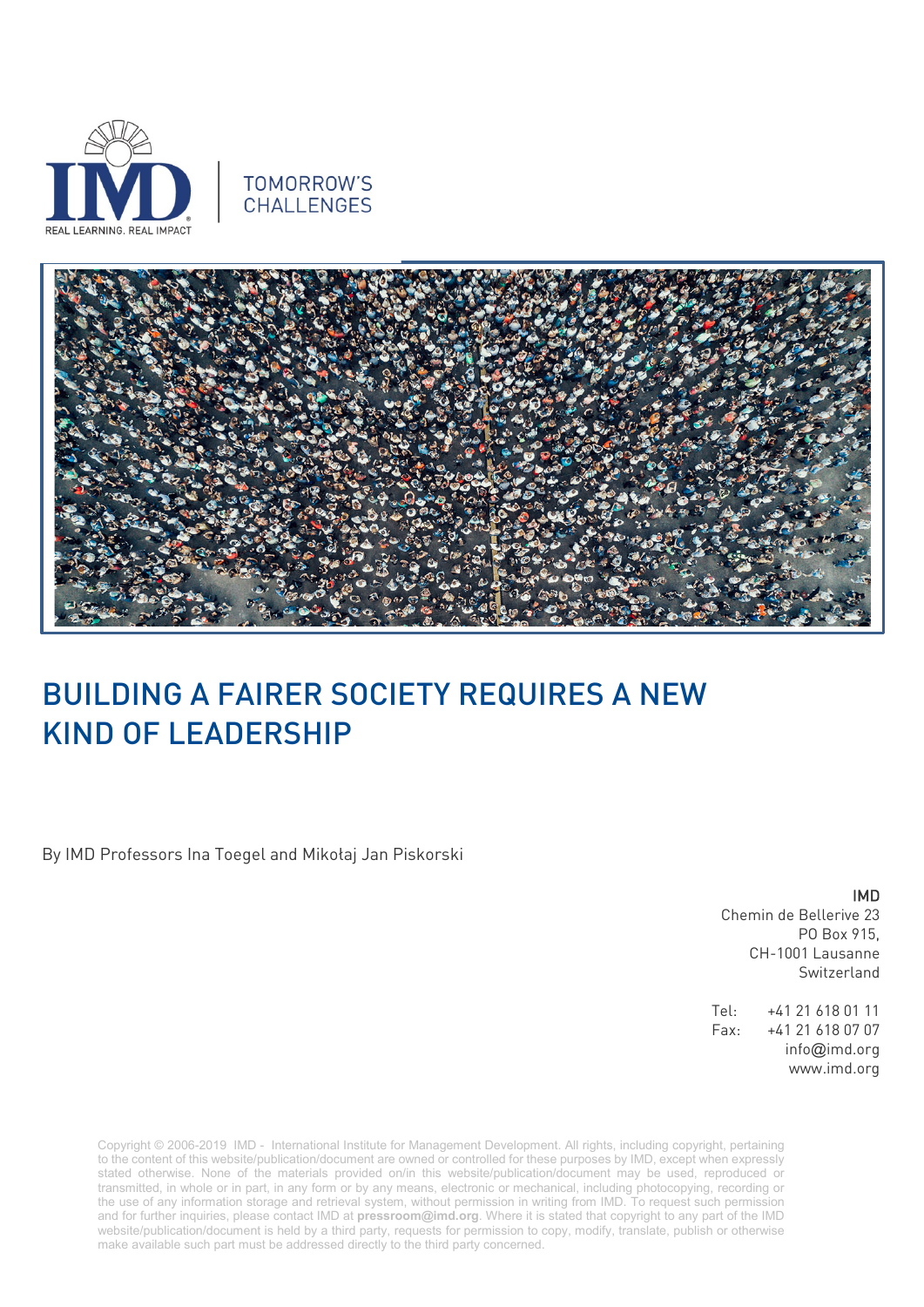TOMORROW'S CHALLENGES

# BUILDING A FAIRER SOCIETY REQUIRES A NEW KIND OF LEADERSHIP

By IMD Professors Ina Toegel and Mikołaj Jan Piskorski

IMD
Chemin de Bellerive 23
PO Box 915,
CH-1001 Lausanne
Switzerland

Tel: +41 21 618 01 11
Fax: +41 21 618 07 07
info@imd.org
www.imd.org

Copyright © 2006-2019 IMD - International Institute for Management Development. All rights, including copyright, pertaining to the content of this website/publication/document are owned or controlled for these purposes by IMD, except when expressly stated otherwise. None of the materials provided on/in this website/publication/document may be used, reproduced or transmitted, in whole or in part, in any form or by any means, electronic or mechanical, including photocopying, recording or the use of any information storage and retrieval system, without permission in writing from IMD. To request such permission and for further inquiries, please contact IMD at **pressroom@imd.org**. Where it is stated that copyright to any part of the IMD website/publication/document is held by a third party, requests for permission to copy, modify, translate, publish or otherwise make available such part must be addressed directly to the third party concerned.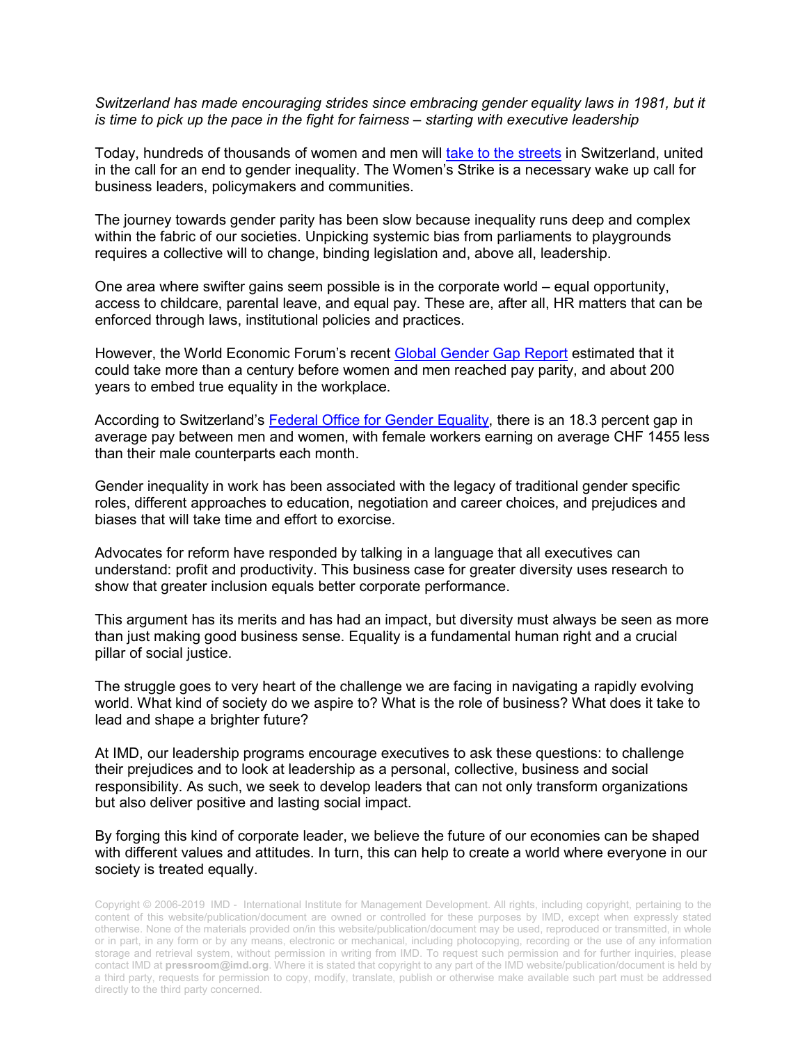*Switzerland has made encouraging strides since embracing gender equality laws in 1981, but it is time to pick up the pace in the fight for fairness – starting with executive leadership*

Today, hundreds of thousands of women and men will take to the streets in Switzerland, united in the call for an end to gender inequality. The Women's Strike is a necessary wake up call for business leaders, policymakers and communities.

The journey towards gender parity has been slow because inequality runs deep and complex within the fabric of our societies. Unpicking systemic bias from parliaments to playgrounds requires a collective will to change, binding legislation and, above all, leadership.

One area where swifter gains seem possible is in the corporate world – equal opportunity, access to childcare, parental leave, and equal pay. These are, after all, HR matters that can be enforced through laws, institutional policies and practices.

However, the World Economic Forum's recent Global Gender Gap Report estimated that it could take more than a century before women and men reached pay parity, and about 200 years to embed true equality in the workplace.

According to Switzerland's Federal Office for Gender Equality, there is an 18.3 percent gap in average pay between men and women, with female workers earning on average CHF 1455 less than their male counterparts each month.

Gender inequality in work has been associated with the legacy of traditional gender specific roles, different approaches to education, negotiation and career choices, and prejudices and biases that will take time and effort to exorcise.

Advocates for reform have responded by talking in a language that all executives can understand: profit and productivity. This business case for greater diversity uses research to show that greater inclusion equals better corporate performance.

This argument has its merits and has had an impact, but diversity must always be seen as more than just making good business sense. Equality is a fundamental human right and a crucial pillar of social justice.

The struggle goes to very heart of the challenge we are facing in navigating a rapidly evolving world. What kind of society do we aspire to? What is the role of business? What does it take to lead and shape a brighter future?

At IMD, our leadership programs encourage executives to ask these questions: to challenge their prejudices and to look at leadership as a personal, collective, business and social responsibility. As such, we seek to develop leaders that can not only transform organizations but also deliver positive and lasting social impact.

By forging this kind of corporate leader, we believe the future of our economies can be shaped with different values and attitudes. In turn, this can help to create a world where everyone in our society is treated equally.

Copyright © 2006-2019 IMD - International Institute for Management Development. All rights, including copyright, pertaining to the content of this website/publication/document are owned or controlled for these purposes by IMD, except when expressly stated otherwise. None of the materials provided on/in this website/publication/document may be used, reproduced or transmitted, in whole or in part, in any form or by any means, electronic or mechanical, including photocopying, recording or the use of any information storage and retrieval system, without permission in writing from IMD. To request such permission and for further inquiries, please contact IMD at **pressroom@imd.org**. Where it is stated that copyright to any part of the IMD website/publication/document is held by a third party, requests for permission to copy, modify, translate, publish or otherwise make available such part must be addressed directly to the third party concerned.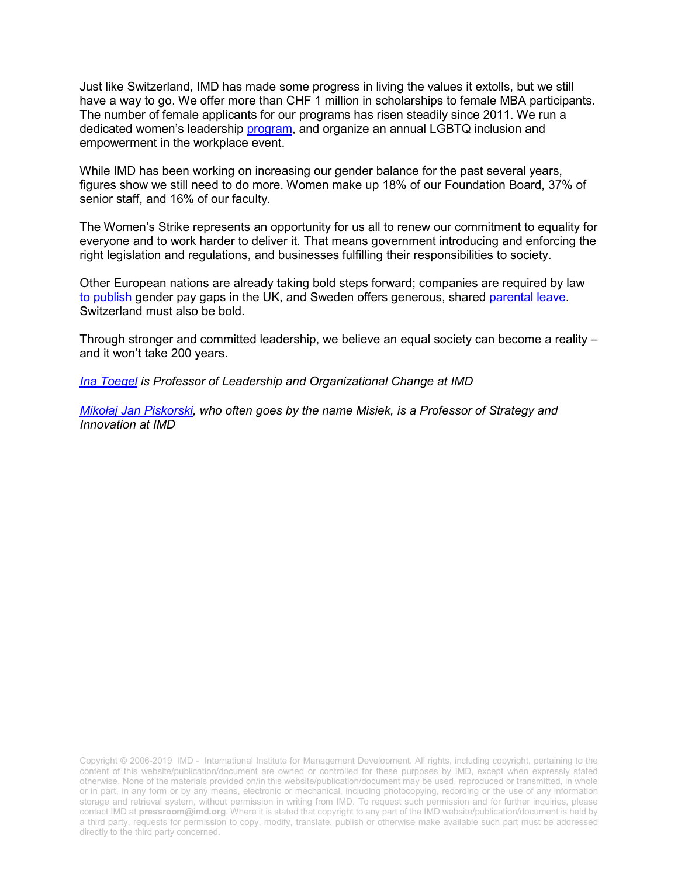Just like Switzerland, IMD has made some progress in living the values it extolls, but we still have a way to go. We offer more than CHF 1 million in scholarships to female MBA participants. The number of female applicants for our programs has risen steadily since 2011. We run a dedicated women's leadership program, and organize an annual LGBTQ inclusion and empowerment in the workplace event.

While IMD has been working on increasing our gender balance for the past several years, figures show we still need to do more. Women make up 18% of our Foundation Board, 37% of senior staff, and 16% of our faculty.

The Women's Strike represents an opportunity for us all to renew our commitment to equality for everyone and to work harder to deliver it. That means government introducing and enforcing the right legislation and regulations, and businesses fulfilling their responsibilities to society.

Other European nations are already taking bold steps forward; companies are required by law to publish gender pay gaps in the UK, and Sweden offers generous, shared parental leave. Switzerland must also be bold.

Through stronger and committed leadership, we believe an equal society can become a reality – and it won't take 200 years.

*Ina Toegel is Professor of Leadership and Organizational Change at IMD*

*Mikołaj Jan Piskorski, who often goes by the name Misiek, is a Professor of Strategy and Innovation at IMD*

Copyright © 2006-2019 IMD - International Institute for Management Development. All rights, including copyright, pertaining to the content of this website/publication/document are owned or controlled for these purposes by IMD, except when expressly stated otherwise. None of the materials provided on/in this website/publication/document may be used, reproduced or transmitted, in whole or in part, in any form or by any means, electronic or mechanical, including photocopying, recording or the use of any information storage and retrieval system, without permission in writing from IMD. To request such permission and for further inquiries, please contact IMD at **pressroom@imd.org**. Where it is stated that copyright to any part of the IMD website/publication/document is held by a third party, requests for permission to copy, modify, translate, publish or otherwise make available such part must be addressed directly to the third party concerned.